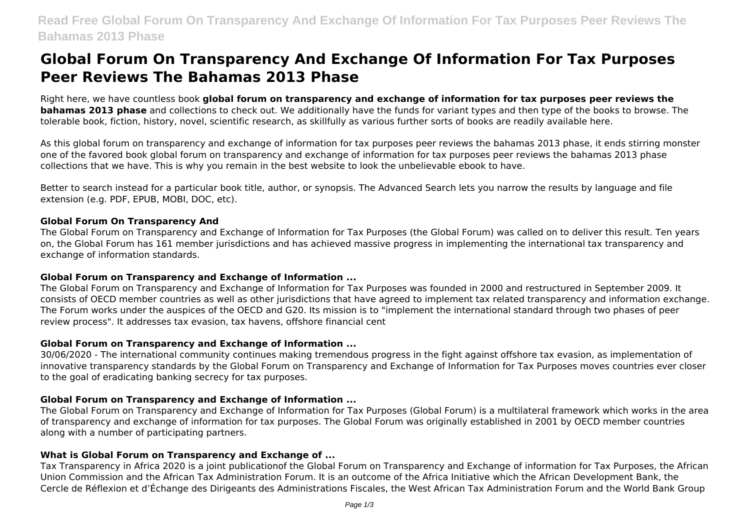# Global Forum On Transparency And Exchange Of Information For Tax Purposes Peer Reviews The Bahamas 2013 Phase

Right here, we have countless book **global forum on transparency and exchange of information for tax purposes peer reviews the bahamas 2013 phase** and collections to check out. We additionally have the funds for variant types and then type of the books to browse. The tolerable book, fiction, history, novel, scientific research, as skillfully as various further sorts of books are readily available here.

As this global forum on transparency and exchange of information for tax purposes peer reviews the bahamas 2013 phase, it ends stirring monster one of the favored book global forum on transparency and exchange of information for tax purposes peer reviews the bahamas 2013 phase collections that we have. This is why you remain in the best website to look the unbelievable ebook to have.

Better to search instead for a particular book title, author, or synopsis. The Advanced Search lets you narrow the results by language and file extension (e.g. PDF, EPUB, MOBI, DOC, etc).

### Global Forum On Transparency And

The Global Forum on Transparency and Exchange of Information for Tax Purposes (the Global Forum) was called on to deliver this result. Ten years on, the Global Forum has 161 member jurisdictions and has achieved massive progress in implementing the international tax transparency and exchange of information standards.

### Global Forum on Transparency and Exchange of Information ...

The Global Forum on Transparency and Exchange of Information for Tax Purposes was founded in 2000 and restructured in September 2009. It consists of OECD member countries as well as other jurisdictions that have agreed to implement tax related transparency and information exchange. The Forum works under the auspices of the OECD and G20. Its mission is to "implement the international standard through two phases of peer review process". It addresses tax evasion, tax havens, offshore financial cent

### Global Forum on Transparency and Exchange of Information ...

30/06/2020 - The international community continues making tremendous progress in the fight against offshore tax evasion, as implementation of innovative transparency standards by the Global Forum on Transparency and Exchange of Information for Tax Purposes moves countries ever closer to the goal of eradicating banking secrecy for tax purposes.

### Global Forum on Transparency and Exchange of Information ...

The Global Forum on Transparency and Exchange of Information for Tax Purposes (Global Forum) is a multilateral framework which works in the area of transparency and exchange of information for tax purposes. The Global Forum was originally established in 2001 by OECD member countries along with a number of participating partners.

### What is Global Forum on Transparency and Exchange of ...

Tax Transparency in Africa 2020 is a joint publicationof the Global Forum on Transparency and Exchange of information for Tax Purposes, the African Union Commission and the African Tax Administration Forum. It is an outcome of the Africa Initiative which the African Development Bank, the Cercle de Réflexion et d'Échange des Dirigeants des Administrations Fiscales, the West African Tax Administration Forum and the World Bank Group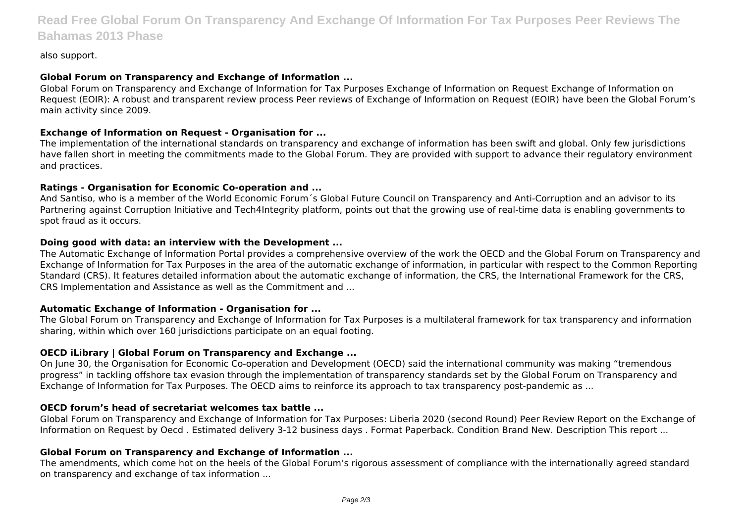also support.

### Global Forum on Transparency and Exchange of Information ...

Global Forum on Transparency and Exchange of Information for Tax Purposes Exchange of Information on Request Exchange of Information on Request (EOIR): A robust and transparent review process Peer reviews of Exchange of Information on Request (EOIR) have been the Global Forum's main activity since 2009.

### Exchange of Information on Request - Organisation for ...

The implementation of the international standards on transparency and exchange of information has been swift and global. Only few jurisdictions have fallen short in meeting the commitments made to the Global Forum. They are provided with support to advance their regulatory environment and practices.

### Ratings - Organisation for Economic Co-operation and ...

And Santiso, who is a member of the World Economic Forum´s Global Future Council on Transparency and Anti-Corruption and an advisor to its Partnering against Corruption Initiative and Tech4Integrity platform, points out that the growing use of real-time data is enabling governments to spot fraud as it occurs.

### Doing good with data: an interview with the Development ...

The Automatic Exchange of Information Portal provides a comprehensive overview of the work the OECD and the Global Forum on Transparency and Exchange of Information for Tax Purposes in the area of the automatic exchange of information, in particular with respect to the Common Reporting Standard (CRS). It features detailed information about the automatic exchange of information, the CRS, the International Framework for the CRS, CRS Implementation and Assistance as well as the Commitment and ...

### Automatic Exchange of Information - Organisation for ...

The Global Forum on Transparency and Exchange of Information for Tax Purposes is a multilateral framework for tax transparency and information sharing, within which over 160 jurisdictions participate on an equal footing.

### OECD iLibrary | Global Forum on Transparency and Exchange ...

On June 30, the Organisation for Economic Co-operation and Development (OECD) said the international community was making "tremendous progress" in tackling offshore tax evasion through the implementation of transparency standards set by the Global Forum on Transparency and Exchange of Information for Tax Purposes. The OECD aims to reinforce its approach to tax transparency post-pandemic as ...

### OECD forum's head of secretariat welcomes tax battle ...

Global Forum on Transparency and Exchange of Information for Tax Purposes: Liberia 2020 (second Round) Peer Review Report on the Exchange of Information on Request by Oecd . Estimated delivery 3-12 business days . Format Paperback. Condition Brand New. Description This report ...

### Global Forum on Transparency and Exchange of Information ...

The amendments, which come hot on the heels of the Global Forum's rigorous assessment of compliance with the internationally agreed standard on transparency and exchange of tax information ...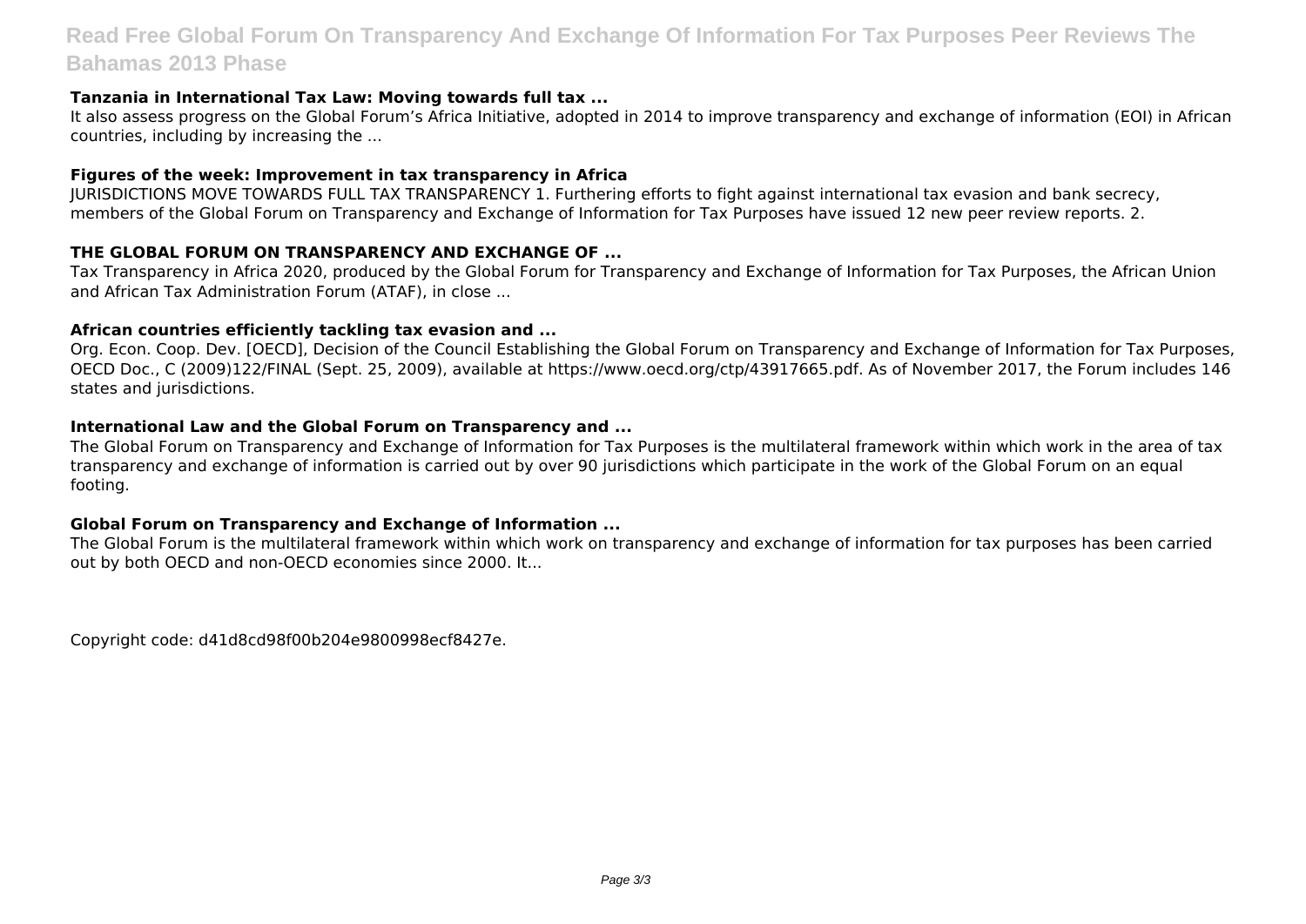### Tanzania in International Tax Law: Moving towards full tax ...

It also assess progress on the Global Forum's Africa Initiative, adopted in 2014 to improve transparency and exchange of information (EOI) in African countries, including by increasing the ...

### Figures of the week: Improvement in tax transparency in Africa

JURISDICTIONS MOVE TOWARDS FULL TAX TRANSPARENCY 1. Furthering efforts to fight against international tax evasion and bank secrecy, members of the Global Forum on Transparency and Exchange of Information for Tax Purposes have issued 12 new peer review reports. 2.

### THE GLOBAL FORUM ON TRANSPARENCY AND EXCHANGE OF ...

Tax Transparency in Africa 2020, produced by the Global Forum for Transparency and Exchange of Information for Tax Purposes, the African Union and African Tax Administration Forum (ATAF), in close ...

### African countries efficiently tackling tax evasion and ...

Org. Econ. Coop. Dev. [OECD], Decision of the Council Establishing the Global Forum on Transparency and Exchange of Information for Tax Purposes, OECD Doc., C (2009)122/FINAL (Sept. 25, 2009), available at https://www.oecd.org/ctp/43917665.pdf. As of November 2017, the Forum includes 146 states and jurisdictions.

### International Law and the Global Forum on Transparency and ...

The Global Forum on Transparency and Exchange of Information for Tax Purposes is the multilateral framework within which work in the area of tax transparency and exchange of information is carried out by over 90 jurisdictions which participate in the work of the Global Forum on an equal footing.

### Global Forum on Transparency and Exchange of Information ...

The Global Forum is the multilateral framework within which work on transparency and exchange of information for tax purposes has been carried out by both OECD and non-OECD economies since 2000. It...

Copyright code: d41d8cd98f00b204e9800998ecf8427e.